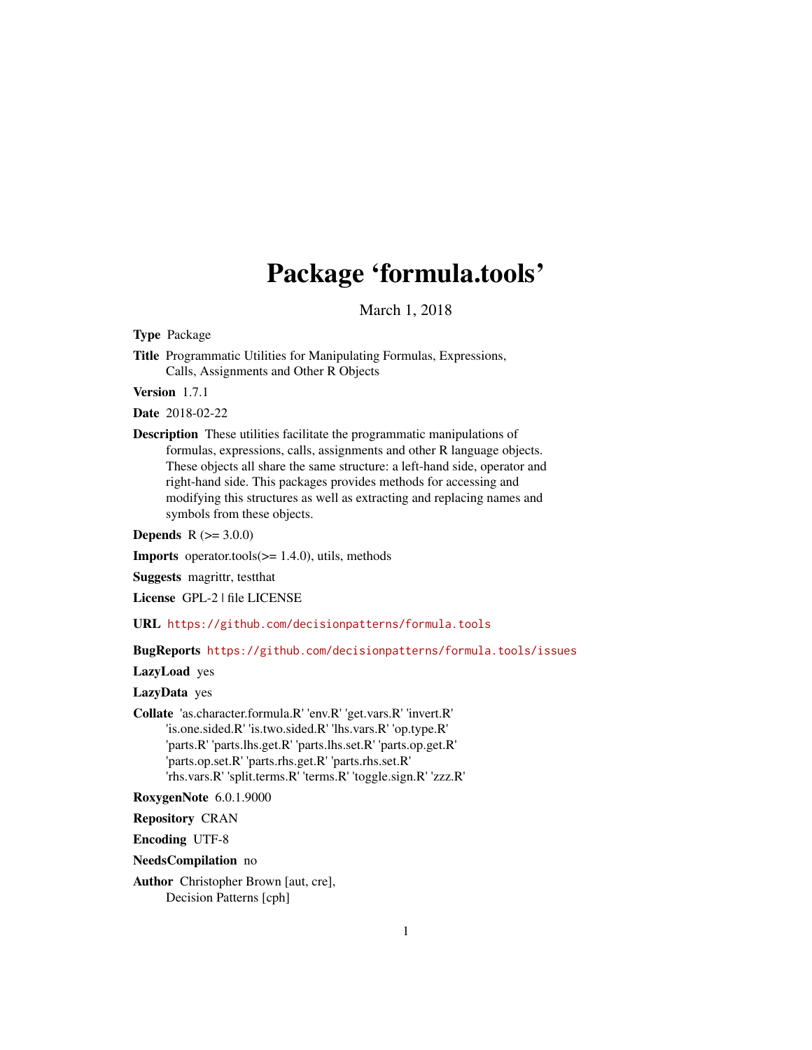# Package 'formula.tools'

March 1, 2018

**Type** Package

**Title** Programmatic Utilities for Manipulating Formulas, Expressions, Calls, Assignments and Other R Objects

**Version** 1.7.1

**Date** 2018-02-22

**Description** These utilities facilitate the programmatic manipulations of formulas, expressions, calls, assignments and other R language objects. These objects all share the same structure: a left-hand side, operator and right-hand side. This packages provides methods for accessing and modifying this structures as well as extracting and replacing names and symbols from these objects.

**Depends** R (>= 3.0.0)

**Imports** operator.tools(>= 1.4.0), utils, methods

**Suggests** magrittr, testthat

**License** GPL-2 | file LICENSE

**URL** https://github.com/decisionpatterns/formula.tools

**BugReports** https://github.com/decisionpatterns/formula.tools/issues

**LazyLoad** yes

**LazyData** yes

**Collate** 'as.character.formula.R' 'env.R' 'get.vars.R' 'invert.R' 'is.one.sided.R' 'is.two.sided.R' 'lhs.vars.R' 'op.type.R' 'parts.R' 'parts.lhs.get.R' 'parts.lhs.set.R' 'parts.op.get.R' 'parts.op.set.R' 'parts.rhs.get.R' 'parts.rhs.set.R' 'rhs.vars.R' 'split.terms.R' 'terms.R' 'toggle.sign.R' 'zzz.R'

**RoxygenNote** 6.0.1.9000

**Repository** CRAN

**Encoding** UTF-8

**NeedsCompilation** no

**Author** Christopher Brown [aut, cre], Decision Patterns [cph]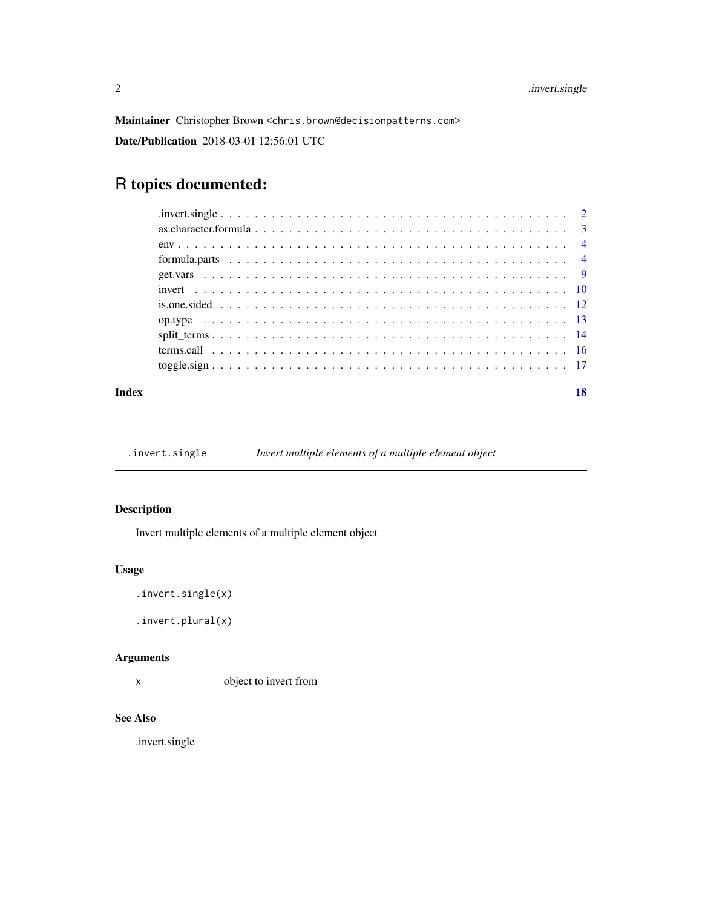**Maintainer** Christopher Brown <chris.brown@decisionpatterns.com>

**Date/Publication** 2018-03-01 12:56:01 UTC

# R topics documented:

| | |
|---|---|
| .invert.single | 2 |
| as.character.formula | 3 |
| env | 4 |
| formula.parts | 4 |
| get.vars | 9 |
| invert | 10 |
| is.one.sided | 12 |
| op.type | 13 |
| split_terms | 14 |
| terms.call | 16 |
| toggle.sign | 17 |
| **Index** | **18** |

---

`.invert.single` *Invert multiple elements of a multiple element object*

---

### Description

Invert multiple elements of a multiple element object

### Usage

```
.invert.single(x)

.invert.plural(x)
```

### Arguments

| | |
|---|---|
| `x` | object to invert from |

### See Also

.invert.single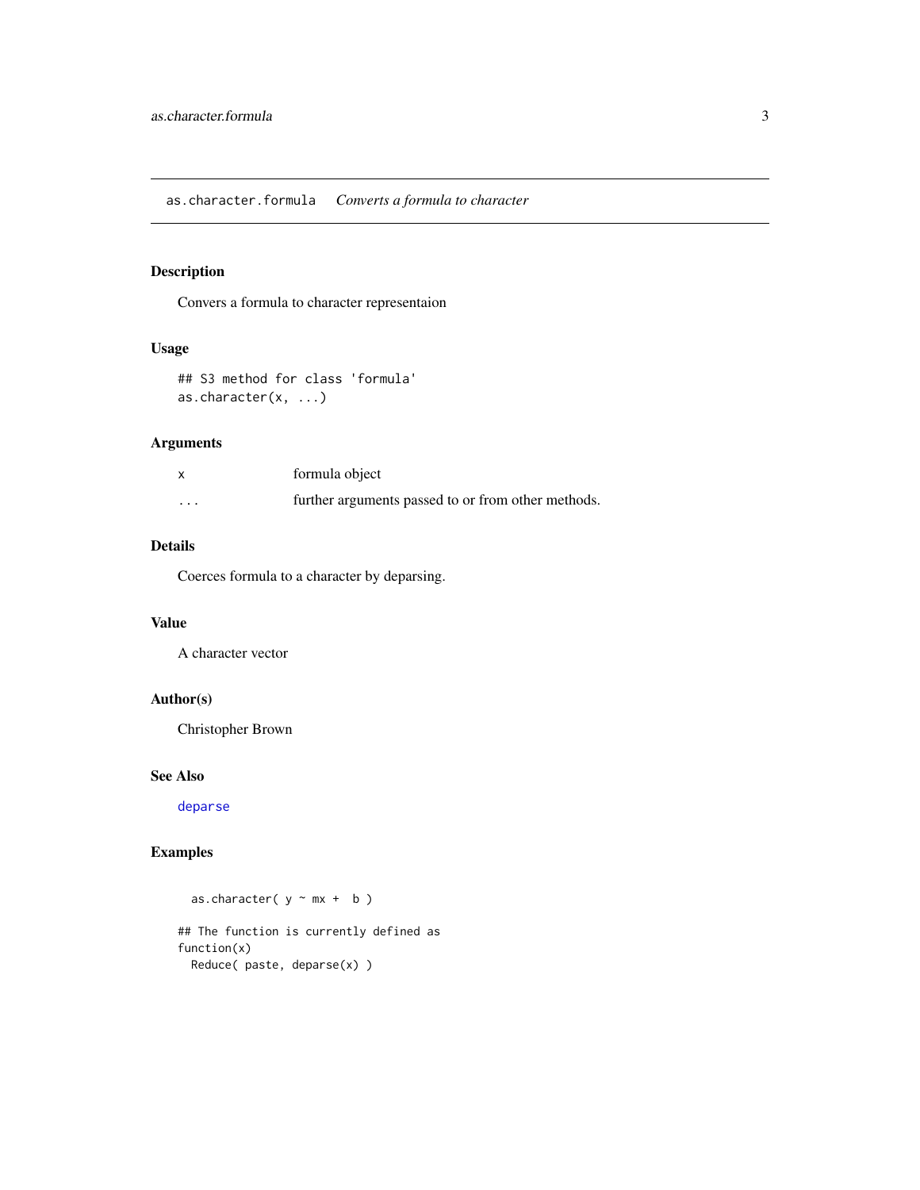## as.character.formula *Converts a formula to character*

### Description

Convers a formula to character representaion

### Usage

```
## S3 method for class 'formula'
as.character(x, ...)
```

### Arguments

| | |
|---|---|
| `x` | formula object |
| `...` | further arguments passed to or from other methods. |

### Details

Coerces formula to a character by deparsing.

### Value

A character vector

### Author(s)

Christopher Brown

### See Also

`deparse`

### Examples

```
  as.character( y ~ mx +  b )

## The function is currently defined as
function(x)
  Reduce( paste, deparse(x) )
```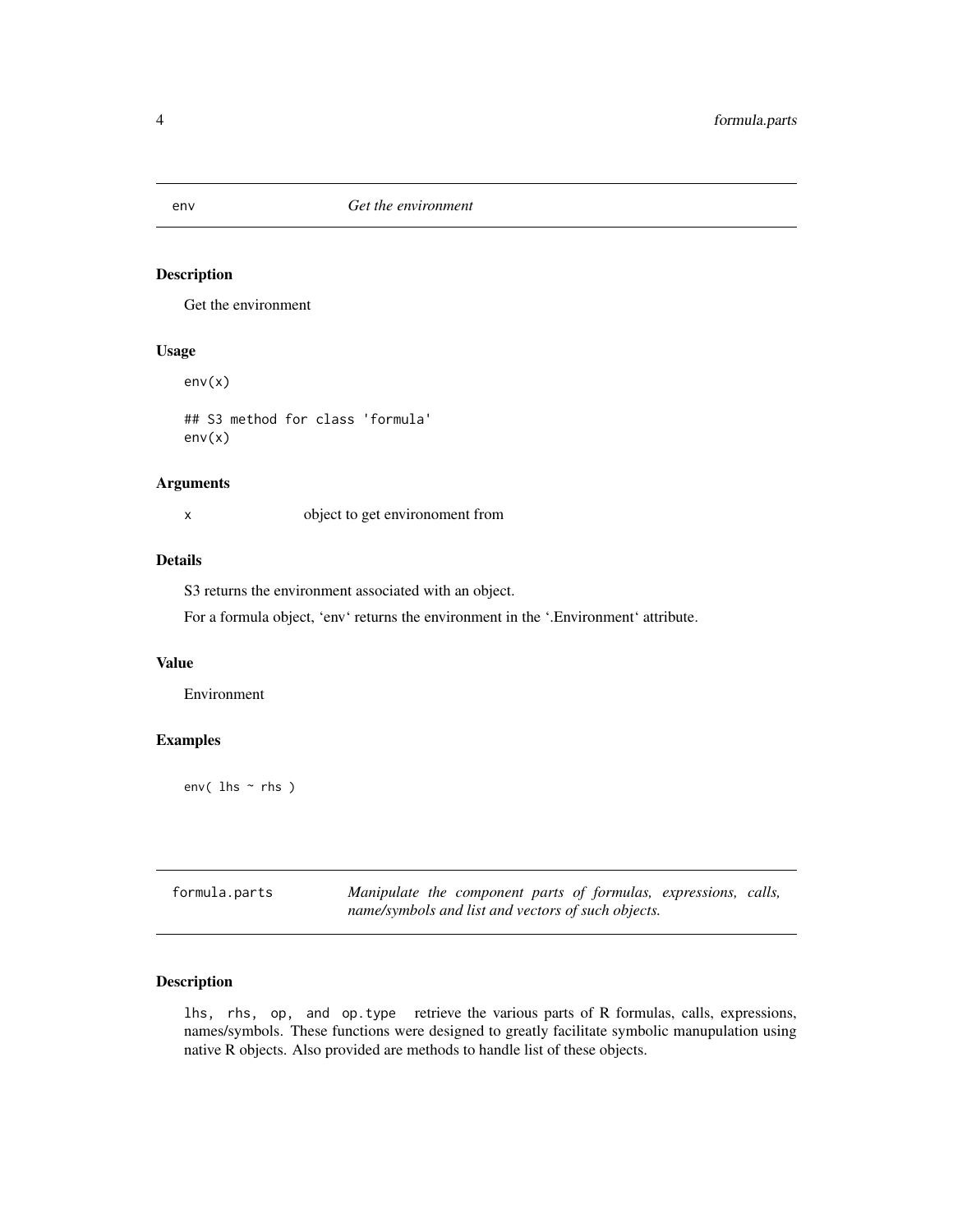## env — *Get the environment*

### Description

Get the environment

### Usage

```
env(x)

## S3 method for class 'formula'
env(x)
```

### Arguments

| | |
|---|---|
| x | object to get environoment from |

### Details

S3 returns the environment associated with an object.

For a formula object, 'env' returns the environment in the '.Environment' attribute.

### Value

Environment

### Examples

```
env( lhs ~ rhs )
```

## formula.parts — *Manipulate the component parts of formulas, expressions, calls, name/symbols and list and vectors of such objects.*

### Description

`lhs`, `rhs`, `op`, and `op.type` retrieve the various parts of R formulas, calls, expressions, names/symbols. These functions were designed to greatly facilitate symbolic manupulation using native R objects. Also provided are methods to handle list of these objects.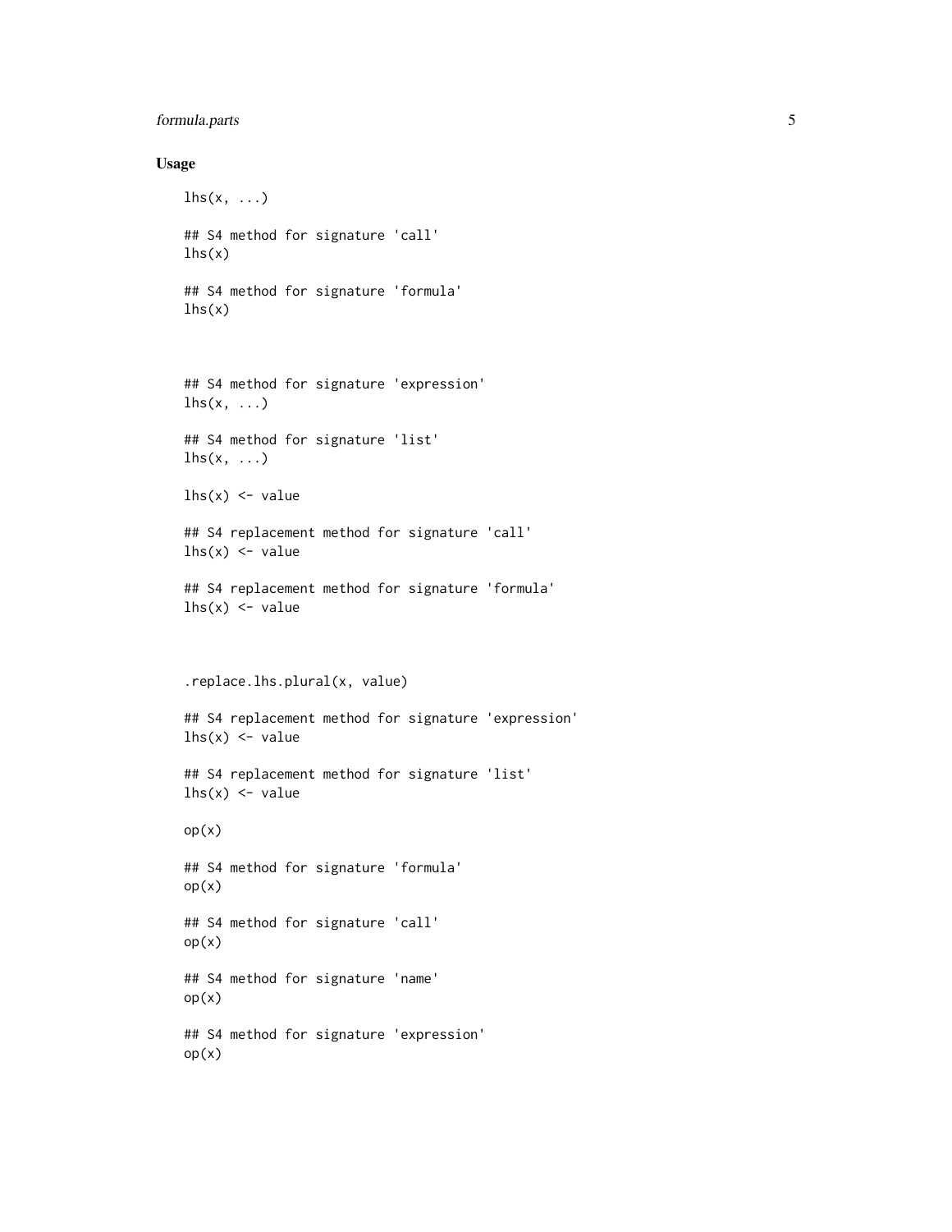### Usage

```
lhs(x, ...)

## S4 method for signature 'call'
lhs(x)

## S4 method for signature 'formula'
lhs(x)



## S4 method for signature 'expression'
lhs(x, ...)

## S4 method for signature 'list'
lhs(x, ...)

lhs(x) <- value

## S4 replacement method for signature 'call'
lhs(x) <- value

## S4 replacement method for signature 'formula'
lhs(x) <- value



.replace.lhs.plural(x, value)

## S4 replacement method for signature 'expression'
lhs(x) <- value

## S4 replacement method for signature 'list'
lhs(x) <- value

op(x)

## S4 method for signature 'formula'
op(x)

## S4 method for signature 'call'
op(x)

## S4 method for signature 'name'
op(x)

## S4 method for signature 'expression'
op(x)
```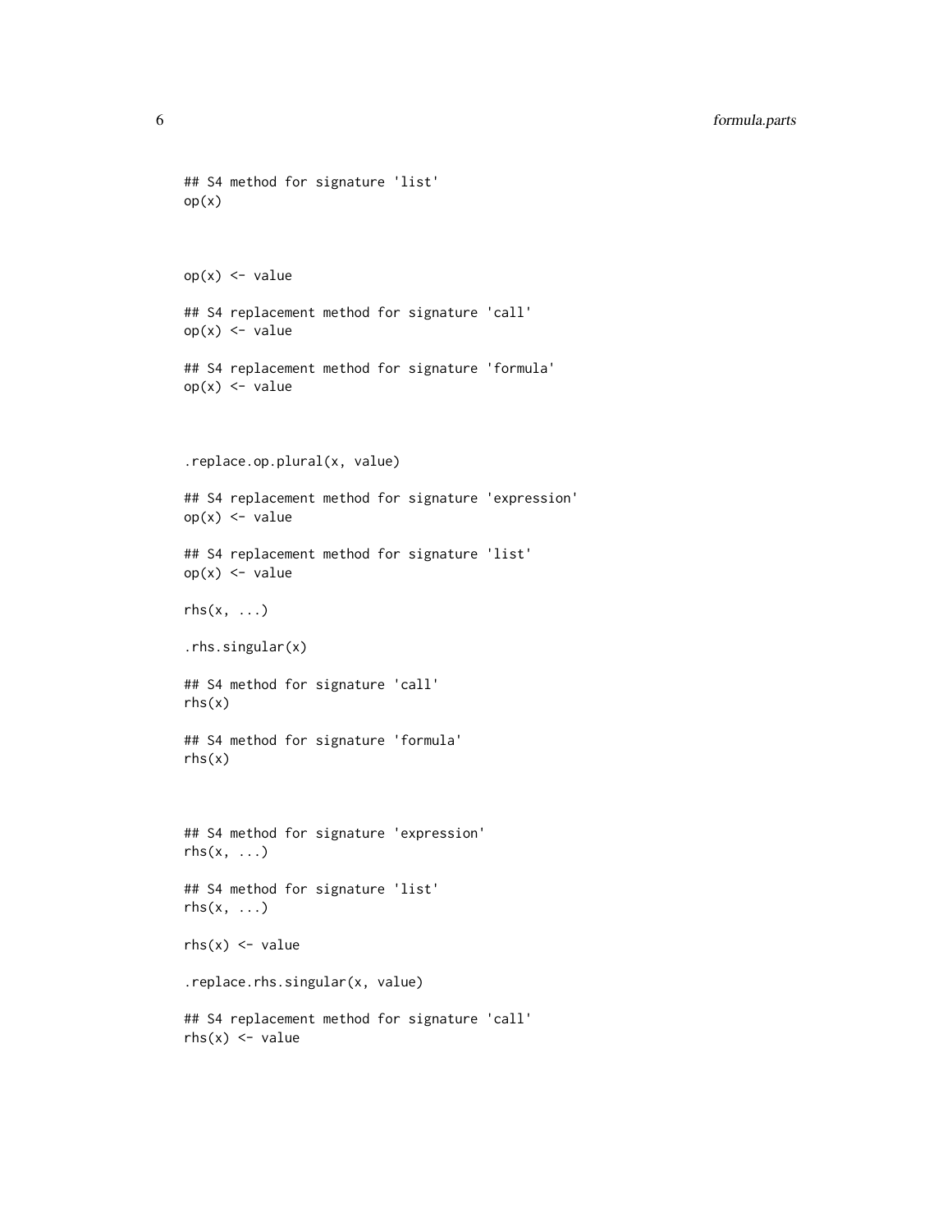```
## S4 method for signature 'list'
op(x)


op(x) <- value

## S4 replacement method for signature 'call'
op(x) <- value

## S4 replacement method for signature 'formula'
op(x) <- value


.replace.op.plural(x, value)

## S4 replacement method for signature 'expression'
op(x) <- value

## S4 replacement method for signature 'list'
op(x) <- value

rhs(x, ...)

.rhs.singular(x)

## S4 method for signature 'call'
rhs(x)

## S4 method for signature 'formula'
rhs(x)


## S4 method for signature 'expression'
rhs(x, ...)

## S4 method for signature 'list'
rhs(x, ...)

rhs(x) <- value

.replace.rhs.singular(x, value)

## S4 replacement method for signature 'call'
rhs(x) <- value
```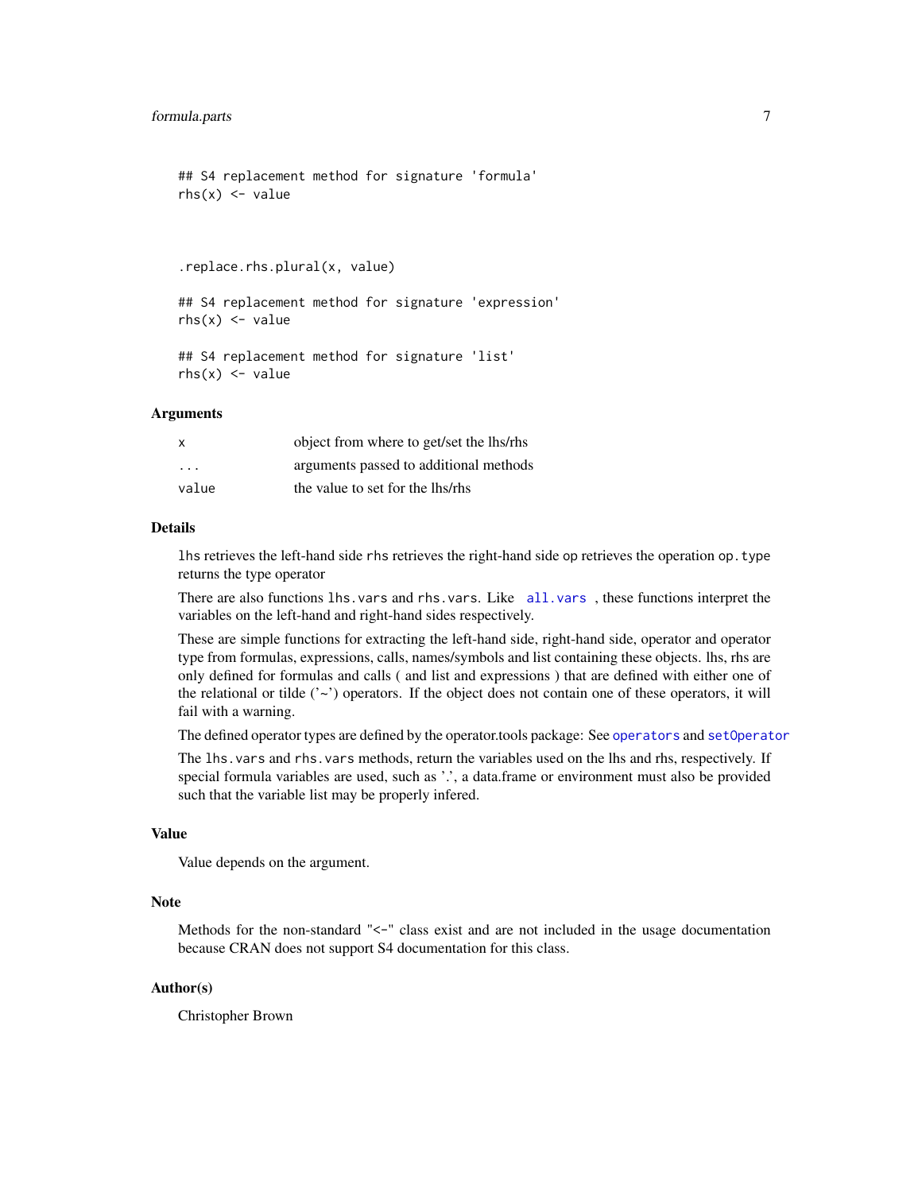```
## S4 replacement method for signature 'formula'
rhs(x) <- value



.replace.rhs.plural(x, value)

## S4 replacement method for signature 'expression'
rhs(x) <- value

## S4 replacement method for signature 'list'
rhs(x) <- value
```

## Arguments

| | |
|---|---|
| x | object from where to get/set the lhs/rhs |
| ... | arguments passed to additional methods |
| value | the value to set for the lhs/rhs |

## Details

`lhs` retrieves the left-hand side `rhs` retrieves the right-hand side `op` retrieves the operation `op.type` returns the type operator

There are also functions `lhs.vars` and `rhs.vars`. Like `all.vars` , these functions interpret the variables on the left-hand and right-hand sides respectively.

These are simple functions for extracting the left-hand side, right-hand side, operator and operator type from formulas, expressions, calls, names/symbols and list containing these objects. lhs, rhs are only defined for formulas and calls ( and list and expressions ) that are defined with either one of the relational or tilde ('~') operators. If the object does not contain one of these operators, it will fail with a warning.

The defined operator types are defined by the operator.tools package: See `operators` and `setOperator`

The `lhs.vars` and `rhs.vars` methods, return the variables used on the lhs and rhs, respectively. If special formula variables are used, such as '.', a data.frame or environment must also be provided such that the variable list may be properly infered.

## Value

Value depends on the argument.

## Note

Methods for the non-standard "<-" class exist and are not included in the usage documentation because CRAN does not support S4 documentation for this class.

## Author(s)

Christopher Brown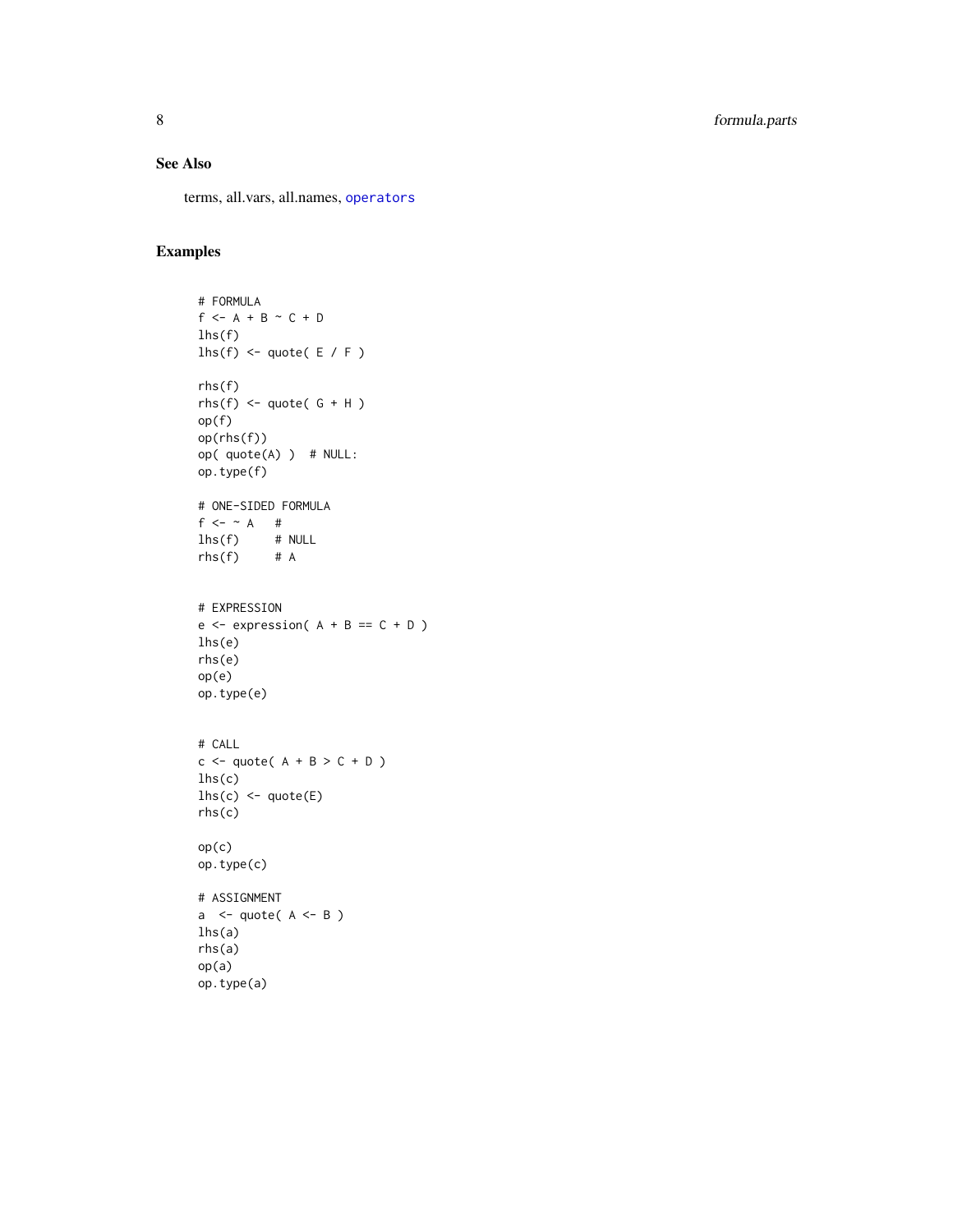## See Also

terms, all.vars, all.names, operators

## Examples

```
# FORMULA
f <- A + B ~ C + D
lhs(f)
lhs(f) <- quote( E / F )

rhs(f)
rhs(f) <- quote( G + H )
op(f)
op(rhs(f))
op( quote(A) )  # NULL:
op.type(f)

# ONE-SIDED FORMULA
f <- ~ A   #
lhs(f)     # NULL
rhs(f)     # A


# EXPRESSION
e <- expression( A + B == C + D )
lhs(e)
rhs(e)
op(e)
op.type(e)


# CALL
c <- quote( A + B > C + D )
lhs(c)
lhs(c) <- quote(E)
rhs(c)

op(c)
op.type(c)

# ASSIGNMENT
a  <- quote( A <- B )
lhs(a)
rhs(a)
op(a)
op.type(a)
```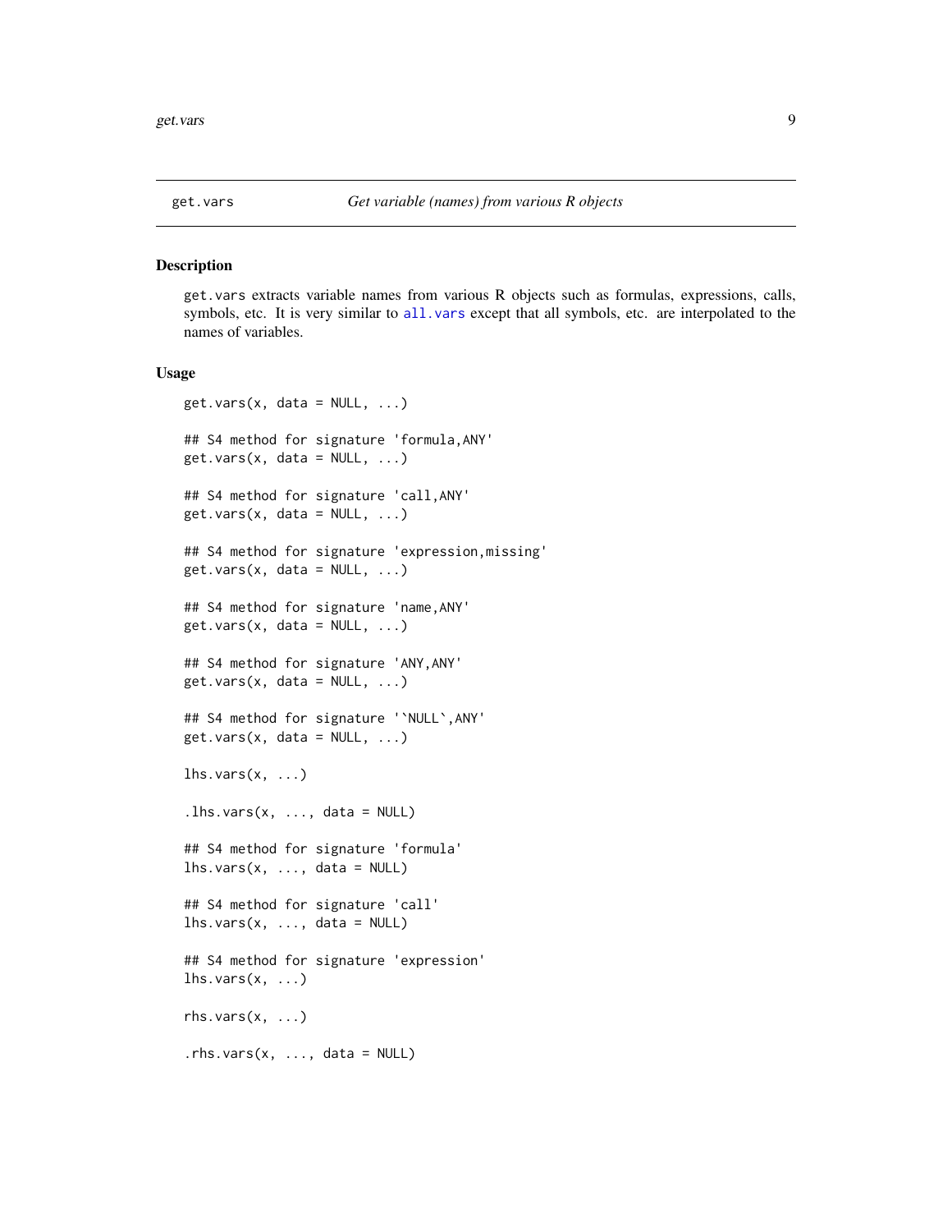get.vars *Get variable (names) from various R objects*

## Description

get.vars extracts variable names from various R objects such as formulas, expressions, calls, symbols, etc. It is very similar to all.vars except that all symbols, etc. are interpolated to the names of variables.

## Usage

```
get.vars(x, data = NULL, ...)

## S4 method for signature 'formula,ANY'
get.vars(x, data = NULL, ...)

## S4 method for signature 'call,ANY'
get.vars(x, data = NULL, ...)

## S4 method for signature 'expression,missing'
get.vars(x, data = NULL, ...)

## S4 method for signature 'name,ANY'
get.vars(x, data = NULL, ...)

## S4 method for signature 'ANY,ANY'
get.vars(x, data = NULL, ...)

## S4 method for signature '`NULL`,ANY'
get.vars(x, data = NULL, ...)

lhs.vars(x, ...)

.lhs.vars(x, ..., data = NULL)

## S4 method for signature 'formula'
lhs.vars(x, ..., data = NULL)

## S4 method for signature 'call'
lhs.vars(x, ..., data = NULL)

## S4 method for signature 'expression'
lhs.vars(x, ...)

rhs.vars(x, ...)

.rhs.vars(x, ..., data = NULL)
```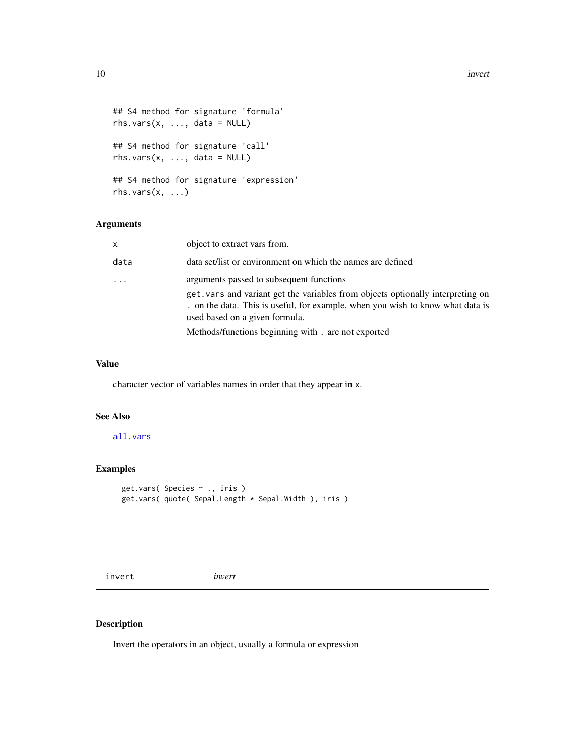```
## S4 method for signature 'formula'
rhs.vars(x, ..., data = NULL)

## S4 method for signature 'call'
rhs.vars(x, ..., data = NULL)

## S4 method for signature 'expression'
rhs.vars(x, ...)
```

## Arguments

| | |
|---|---|
| x | object to extract vars from. |
| data | data set/list or environment on which the names are defined |
| ... | arguments passed to subsequent functions<br>get.vars and variant get the variables from objects optionally interpreting on . on the data. This is useful, for example, when you wish to know what data is used based on a given formula.<br>Methods/functions beginning with . are not exported |

## Value

character vector of variables names in order that they appear in x.

## See Also

all.vars

## Examples

```
get.vars( Species ~ ., iris )
get.vars( quote( Sepal.Length * Sepal.Width ), iris )
```

---

# invert *invert*

## Description

Invert the operators in an object, usually a formula or expression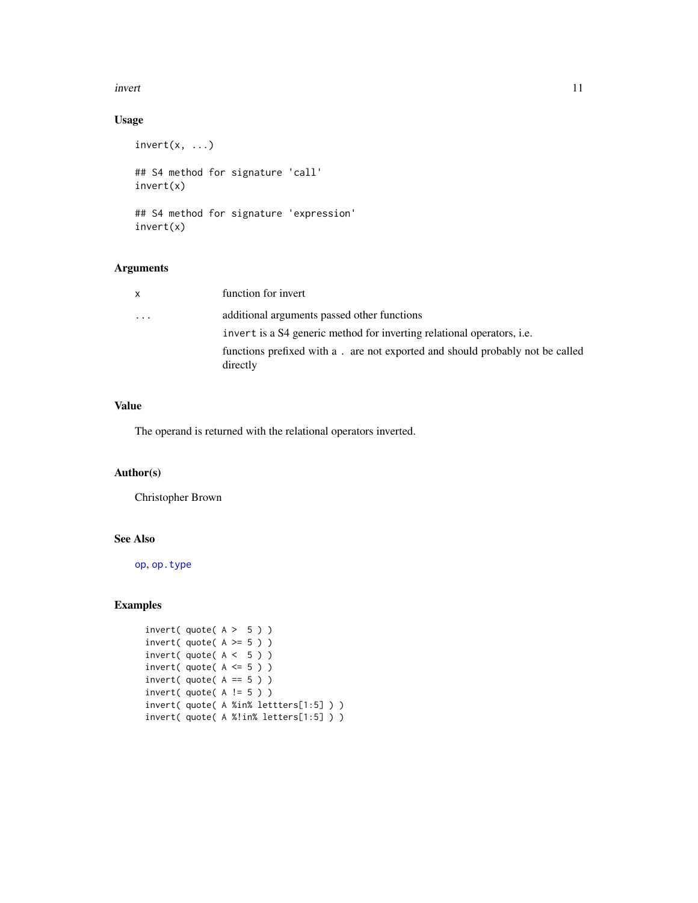### Usage

```
invert(x, ...)

## S4 method for signature 'call'
invert(x)

## S4 method for signature 'expression'
invert(x)
```

### Arguments

| | |
|---|---|
| x | function for invert |
| ... | additional arguments passed other functions |
| | `invert` is a S4 generic method for inverting relational operators, i.e. |
| | functions prefixed with a `.` are not exported and should probably not be called directly |

### Value

The operand is returned with the relational operators inverted.

### Author(s)

Christopher Brown

### See Also

`op`, `op.type`

### Examples

```
invert( quote( A >  5 ) )
invert( quote( A >= 5 ) )
invert( quote( A <  5 ) )
invert( quote( A <= 5 ) )
invert( quote( A == 5 ) )
invert( quote( A != 5 ) )
invert( quote( A %in% lettters[1:5] ) )
invert( quote( A %!in% letters[1:5] ) )
```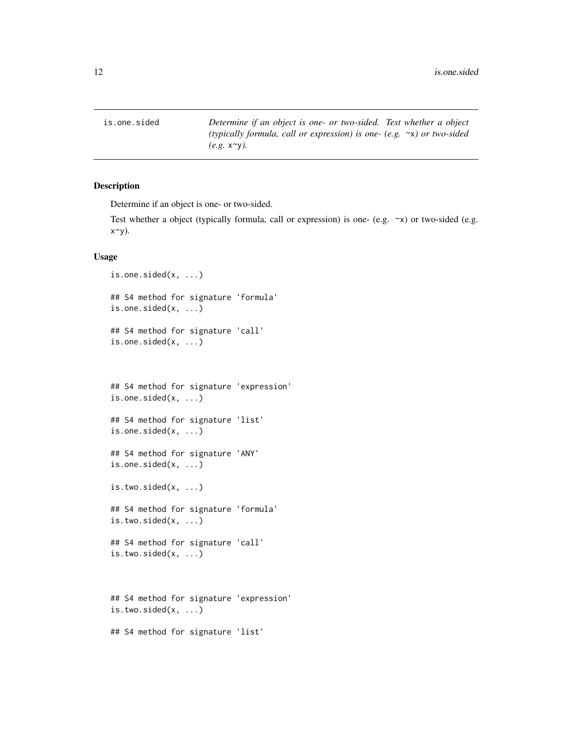is.one.sided *Determine if an object is one- or two-sided. Test whether a object (typically formula, call or expression) is one- (e.g. `~x`) or two-sided (e.g. `x~y`).*

### Description

Determine if an object is one- or two-sided.

Test whether a object (typically formula, call or expression) is one- (e.g. `~x`) or two-sided (e.g. `x~y`).

### Usage

```
is.one.sided(x, ...)

## S4 method for signature 'formula'
is.one.sided(x, ...)

## S4 method for signature 'call'
is.one.sided(x, ...)



## S4 method for signature 'expression'
is.one.sided(x, ...)

## S4 method for signature 'list'
is.one.sided(x, ...)

## S4 method for signature 'ANY'
is.one.sided(x, ...)

is.two.sided(x, ...)

## S4 method for signature 'formula'
is.two.sided(x, ...)

## S4 method for signature 'call'
is.two.sided(x, ...)



## S4 method for signature 'expression'
is.two.sided(x, ...)

## S4 method for signature 'list'
```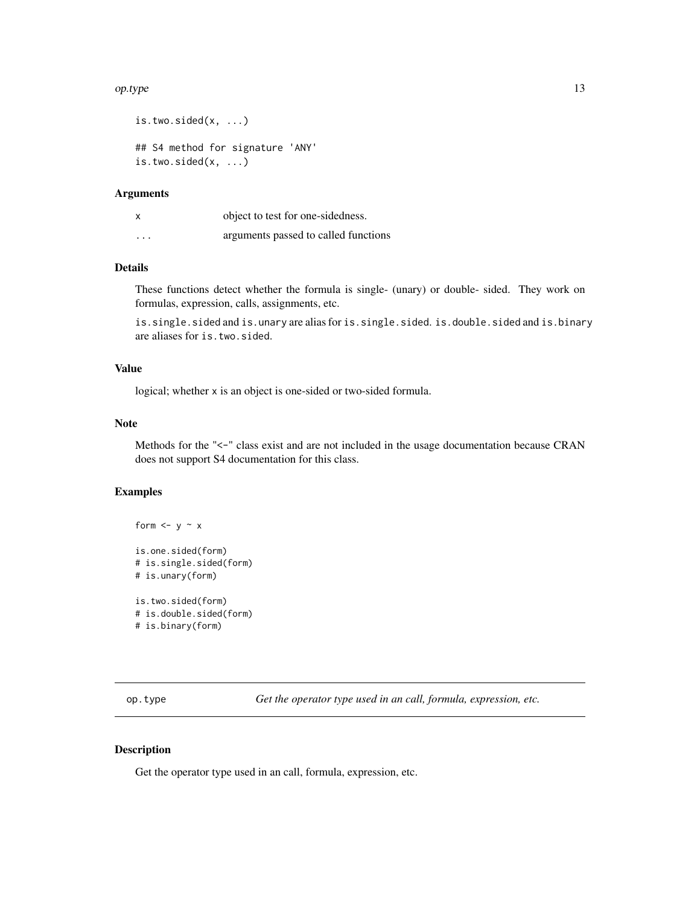```
is.two.sided(x, ...)

## S4 method for signature 'ANY'
is.two.sided(x, ...)
```

### Arguments

| | |
|---|---|
| x | object to test for one-sidedness. |
| ... | arguments passed to called functions |

### Details

These functions detect whether the formula is single- (unary) or double- sided. They work on formulas, expression, calls, assignments, etc.

`is.single.sided` and `is.unary` are alias for `is.single.sided`. `is.double.sided` and `is.binary` are aliases for `is.two.sided`.

### Value

logical; whether `x` is an object is one-sided or two-sided formula.

### Note

Methods for the "<-" class exist and are not included in the usage documentation because CRAN does not support S4 documentation for this class.

### Examples

```
form <- y ~ x

is.one.sided(form)
# is.single.sided(form)
# is.unary(form)

is.two.sided(form)
# is.double.sided(form)
# is.binary(form)
```

---

## op.type — *Get the operator type used in an call, formula, expression, etc.*

---

### Description

Get the operator type used in an call, formula, expression, etc.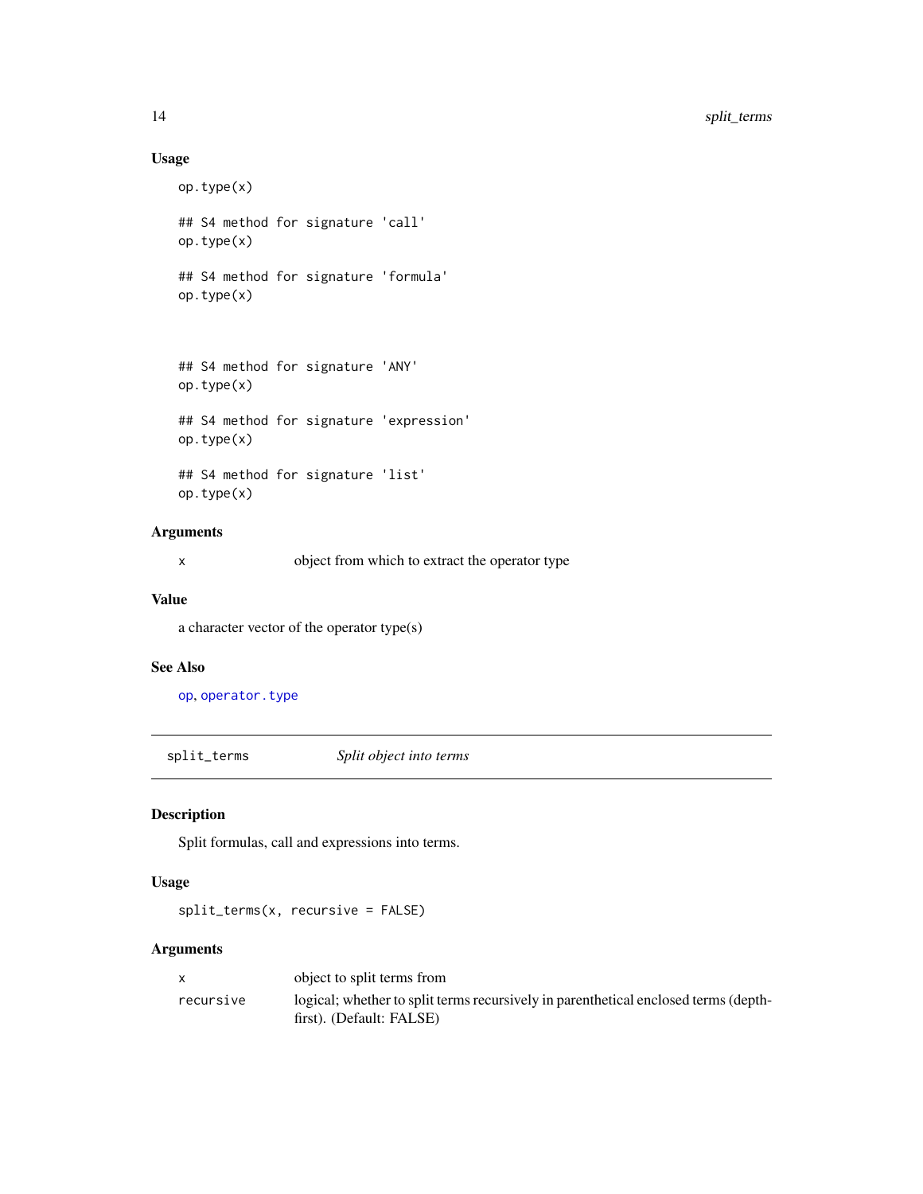### Usage

```
op.type(x)

## S4 method for signature 'call'
op.type(x)

## S4 method for signature 'formula'
op.type(x)

## S4 method for signature 'ANY'
op.type(x)

## S4 method for signature 'expression'
op.type(x)

## S4 method for signature 'list'
op.type(x)
```

### Arguments

| | |
|---|---|
| x | object from which to extract the operator type |

### Value

a character vector of the operator type(s)

### See Also

op, operator.type

---

## split_terms *Split object into terms*

---

### Description

Split formulas, call and expressions into terms.

### Usage

```
split_terms(x, recursive = FALSE)
```

### Arguments

| | |
|---|---|
| x | object to split terms from |
| recursive | logical; whether to split terms recursively in parenthetical enclosed terms (depth-first). (Default: FALSE) |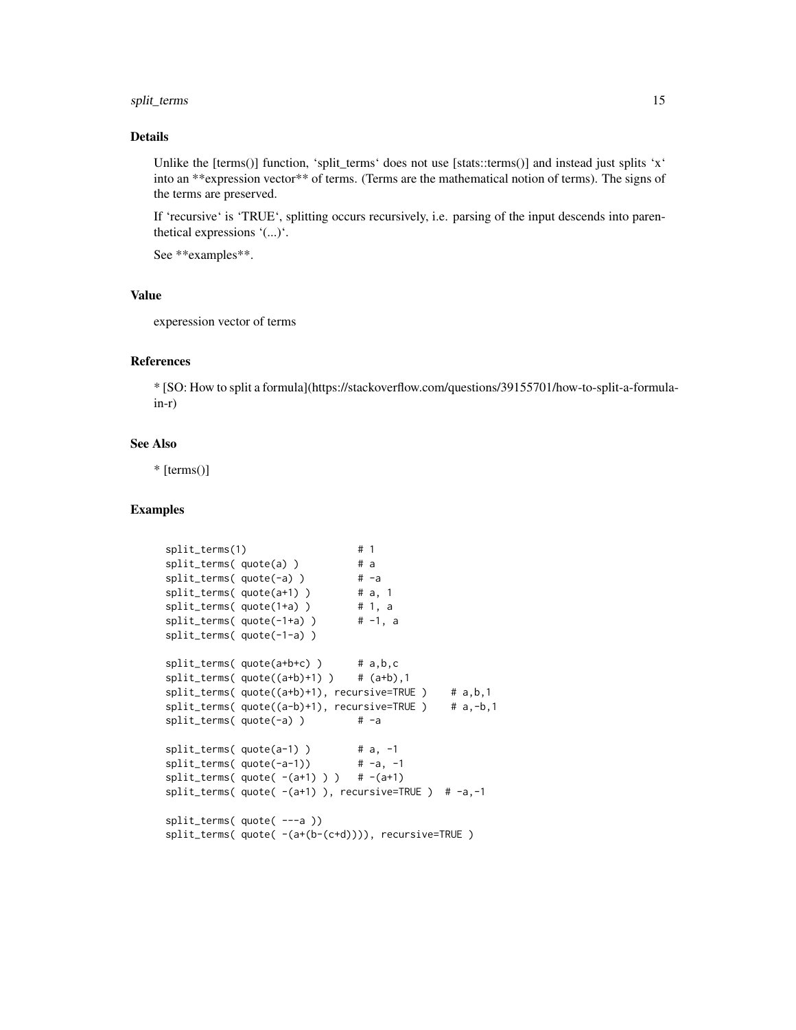## Details

Unlike the [terms()] function, 'split_terms' does not use [stats::terms()] and instead just splits 'x' into an **expression vector** of terms. (Terms are the mathematical notion of terms). The signs of the terms are preserved.

If 'recursive' is 'TRUE', splitting occurs recursively, i.e. parsing of the input descends into parenthetical expressions '(...)'.

See **examples**.

## Value

experession vector of terms

## References

* [SO: How to split a formula](https://stackoverflow.com/questions/39155701/how-to-split-a-formula-in-r)

## See Also

* [terms()]

## Examples

```
split_terms(1)                  # 1
split_terms( quote(a) )         # a
split_terms( quote(-a) )        # -a
split_terms( quote(a+1) )       # a, 1
split_terms( quote(1+a) )       # 1, a
split_terms( quote(-1+a) )      # -1, a
split_terms( quote(-1-a) )

split_terms( quote(a+b+c) )     # a,b,c
split_terms( quote((a+b)+1) )   # (a+b),1
split_terms( quote((a+b)+1), recursive=TRUE )   # a,b,1
split_terms( quote((a-b)+1), recursive=TRUE )   # a,-b,1
split_terms( quote(-a) )        # -a

split_terms( quote(a-1) )       # a, -1
split_terms( quote(-a-1))       # -a, -1
split_terms( quote( -(a+1) ) )  # -(a+1)
split_terms( quote( -(a+1) ), recursive=TRUE )  # -a,-1

split_terms( quote( ---a ))
split_terms( quote( -(a+(b-(c+d)))), recursive=TRUE )
```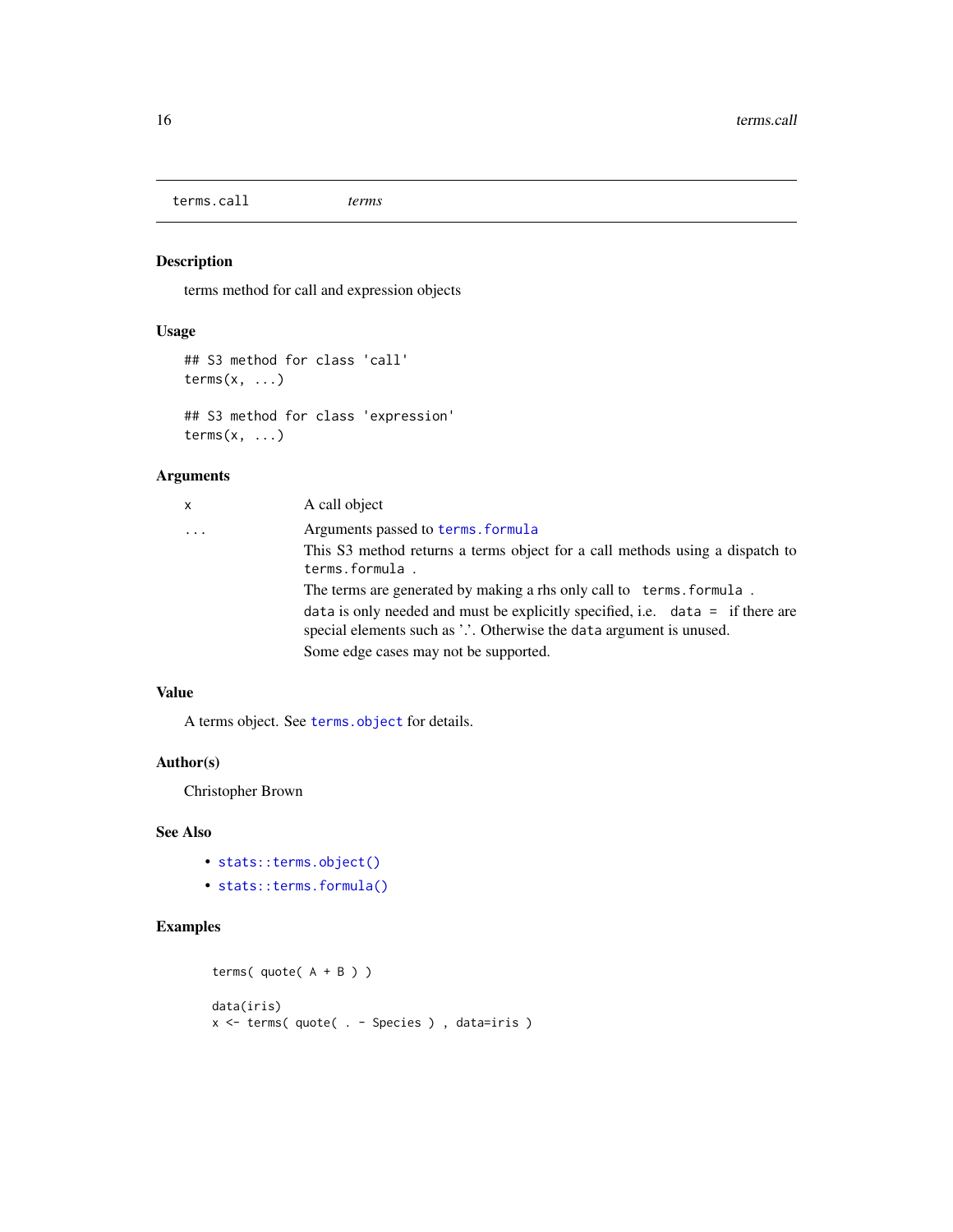terms.call *terms*

## Description

terms method for call and expression objects

## Usage

```
## S3 method for class 'call'
terms(x, ...)

## S3 method for class 'expression'
terms(x, ...)
```

## Arguments

| | |
|---|---|
| x | A call object |
| ... | Arguments passed to `terms.formula` |
| | This S3 method returns a terms object for a call methods using a dispatch to `terms.formula` . |
| | The terms are generated by making a rhs only call to `terms.formula` . |
| | `data` is only needed and must be explicitly specified, i.e. `data =` if there are special elements such as '.'. Otherwise the `data` argument is unused. |
| | Some edge cases may not be supported. |

## Value

A terms object. See `terms.object` for details.

## Author(s)

Christopher Brown

## See Also

- `stats::terms.object()`
- `stats::terms.formula()`

## Examples

```
terms( quote( A + B ) )

data(iris)
x <- terms( quote( . - Species ) , data=iris )
```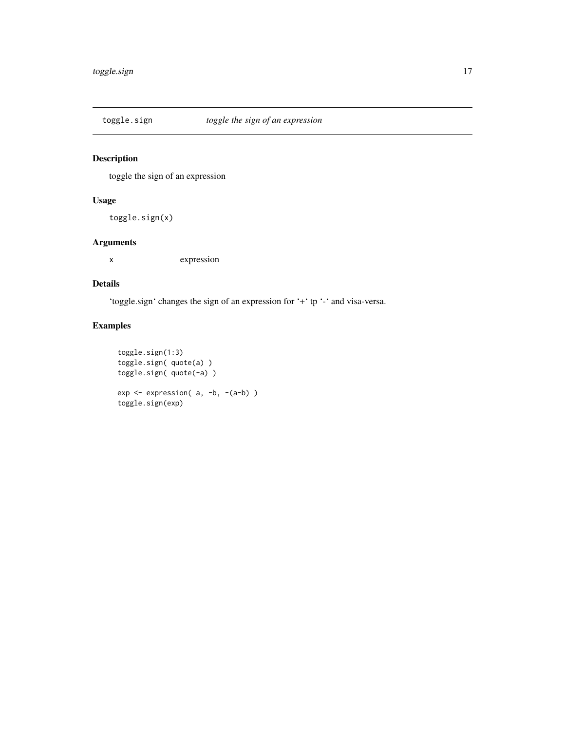toggle.sign *toggle the sign of an expression*

## Description

toggle the sign of an expression

## Usage

```
toggle.sign(x)
```

## Arguments

| | |
|---|---|
| x | expression |

## Details

'toggle.sign' changes the sign of an expression for '+' tp '-' and visa-versa.

## Examples

```
toggle.sign(1:3)
toggle.sign( quote(a) )
toggle.sign( quote(-a) )

exp <- expression( a, -b, -(a-b) )
toggle.sign(exp)
```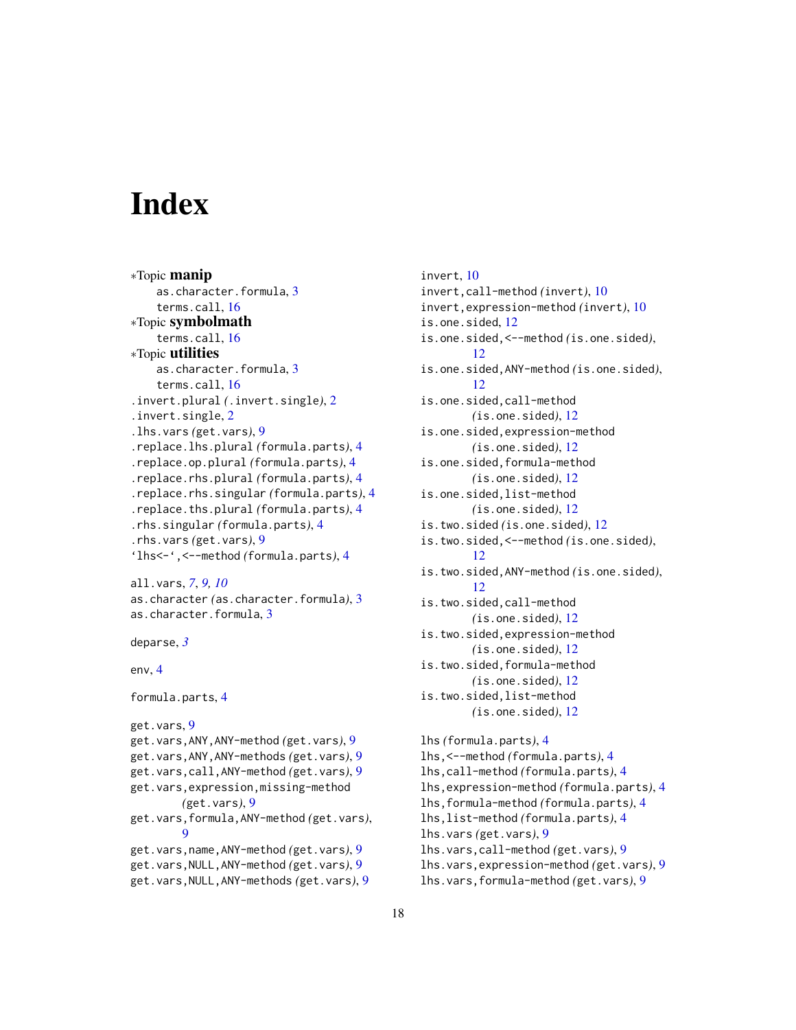# Index

*Topic **manip**
  as.character.formula, 3
  terms.call, 16
*Topic **symbolmath**
  terms.call, 16
*Topic **utilities**
  as.character.formula, 3
  terms.call, 16
.invert.plural *(.invert.single)*, 2
.invert.single, 2
.lhs.vars *(get.vars)*, 9
.replace.lhs.plural *(formula.parts)*, 4
.replace.op.plural *(formula.parts)*, 4
.replace.rhs.plural *(formula.parts)*, 4
.replace.rhs.singular *(formula.parts)*, 4
.replace.ths.plural *(formula.parts)*, 4
.rhs.singular *(formula.parts)*, 4
.rhs.vars *(get.vars)*, 9
'lhs<-',<--method *(formula.parts)*, 4

all.vars, *7*, *9*, *10*
as.character *(as.character.formula)*, 3
as.character.formula, 3

deparse, *3*

env, 4

formula.parts, 4

get.vars, 9
get.vars,ANY,ANY-method *(get.vars)*, 9
get.vars,ANY,ANY-methods *(get.vars)*, 9
get.vars,call,ANY-method *(get.vars)*, 9
get.vars,expression,missing-method *(get.vars)*, 9
get.vars,formula,ANY-method *(get.vars)*, 9
get.vars,name,ANY-method *(get.vars)*, 9
get.vars,NULL,ANY-method *(get.vars)*, 9
get.vars,NULL,ANY-methods *(get.vars)*, 9

invert, 10
invert,call-method *(invert)*, 10
invert,expression-method *(invert)*, 10
is.one.sided, 12
is.one.sided,<--method *(is.one.sided)*, 12
is.one.sided,ANY-method *(is.one.sided)*, 12
is.one.sided,call-method *(is.one.sided)*, 12
is.one.sided,expression-method *(is.one.sided)*, 12
is.one.sided,formula-method *(is.one.sided)*, 12
is.one.sided,list-method *(is.one.sided)*, 12
is.two.sided *(is.one.sided)*, 12
is.two.sided,<--method *(is.one.sided)*, 12
is.two.sided,ANY-method *(is.one.sided)*, 12
is.two.sided,call-method *(is.one.sided)*, 12
is.two.sided,expression-method *(is.one.sided)*, 12
is.two.sided,formula-method *(is.one.sided)*, 12
is.two.sided,list-method *(is.one.sided)*, 12

lhs *(formula.parts)*, 4
lhs,<--method *(formula.parts)*, 4
lhs,call-method *(formula.parts)*, 4
lhs,expression-method *(formula.parts)*, 4
lhs,formula-method *(formula.parts)*, 4
lhs,list-method *(formula.parts)*, 4
lhs.vars *(get.vars)*, 9
lhs.vars,call-method *(get.vars)*, 9
lhs.vars,expression-method *(get.vars)*, 9
lhs.vars,formula-method *(get.vars)*, 9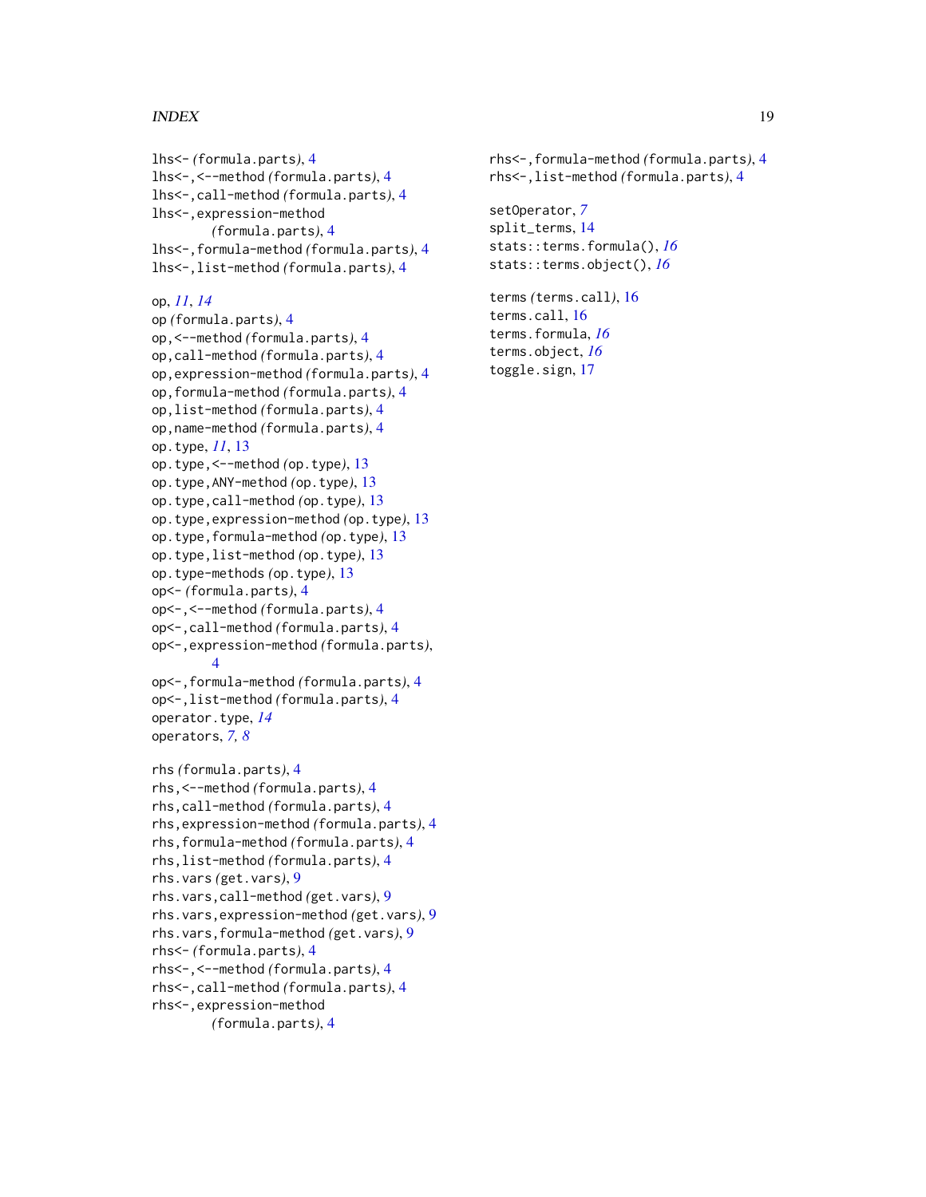lhs<- *(formula.parts)*, 4
lhs<-,<--method *(formula.parts)*, 4
lhs<-,call-method *(formula.parts)*, 4
lhs<-,expression-method *(formula.parts)*, 4
lhs<-,formula-method *(formula.parts)*, 4
lhs<-,list-method *(formula.parts)*, 4

op, *11*, *14*
op *(formula.parts)*, 4
op,<--method *(formula.parts)*, 4
op,call-method *(formula.parts)*, 4
op,expression-method *(formula.parts)*, 4
op,formula-method *(formula.parts)*, 4
op,list-method *(formula.parts)*, 4
op,name-method *(formula.parts)*, 4
op.type, *11*, 13
op.type,<--method *(op.type)*, 13
op.type,ANY-method *(op.type)*, 13
op.type,call-method *(op.type)*, 13
op.type,expression-method *(op.type)*, 13
op.type,formula-method *(op.type)*, 13
op.type,list-method *(op.type)*, 13
op.type-methods *(op.type)*, 13
op<- *(formula.parts)*, 4
op<-,<--method *(formula.parts)*, 4
op<-,call-method *(formula.parts)*, 4
op<-,expression-method *(formula.parts)*, 4
op<-,formula-method *(formula.parts)*, 4
op<-,list-method *(formula.parts)*, 4
operator.type, *14*
operators, *7, 8*

rhs *(formula.parts)*, 4
rhs,<--method *(formula.parts)*, 4
rhs,call-method *(formula.parts)*, 4
rhs,expression-method *(formula.parts)*, 4
rhs,formula-method *(formula.parts)*, 4
rhs,list-method *(formula.parts)*, 4
rhs.vars *(get.vars)*, 9
rhs.vars,call-method *(get.vars)*, 9
rhs.vars,expression-method *(get.vars)*, 9
rhs.vars,formula-method *(get.vars)*, 9
rhs<- *(formula.parts)*, 4
rhs<-,<--method *(formula.parts)*, 4
rhs<-,call-method *(formula.parts)*, 4
rhs<-,expression-method *(formula.parts)*, 4
rhs<-,formula-method *(formula.parts)*, 4
rhs<-,list-method *(formula.parts)*, 4

setOperator, *7*
split_terms, 14
stats::terms.formula(), *16*
stats::terms.object(), *16*

terms *(terms.call)*, 16
terms.call, 16
terms.formula, *16*
terms.object, *16*
toggle.sign, 17